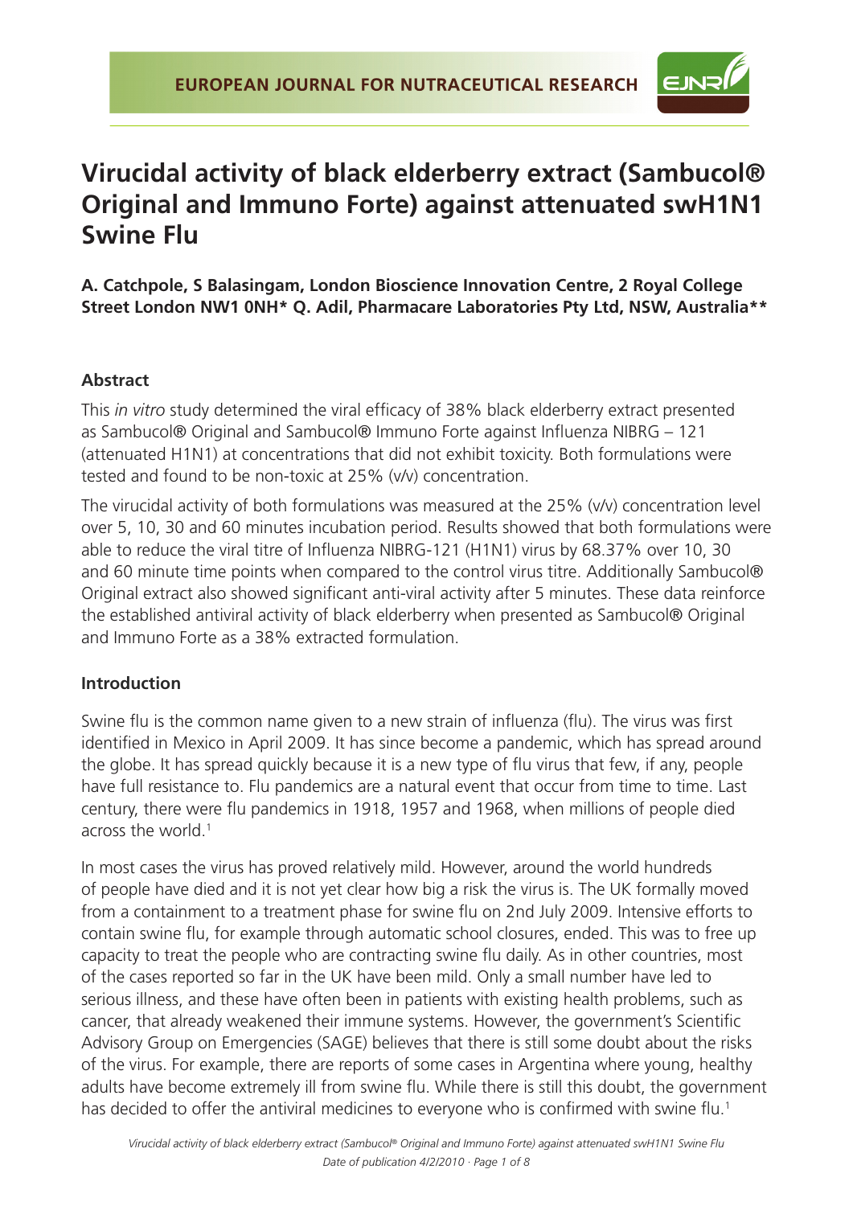# Virucidal activity of black elderberry extract (Sambucol® Original and Immuno Forte) against attenuated swH1N1 Swine Flu

**A. Catchpole, S Balasingam, London Bioscience Innovation Centre, 2 Royal College Street London NW1 0NH\* Q. Adil, Pharmacare Laboratories Pty Ltd, NSW, Australia\*\***

### Abstract

This *in vitro* study determined the viral efficacy of 38% black elderberry extract presented as Sambucol® Original and Sambucol® Immuno Forte against Influenza NIBRG – 121 (attenuated H1N1) at concentrations that did not exhibit toxicity. Both formulations were tested and found to be non-toxic at 25% (v/v) concentration.

The virucidal activity of both formulations was measured at the 25% (v/v) concentration level over 5, 10, 30 and 60 minutes incubation period. Results showed that both formulations were able to reduce the viral titre of Influenza NIBRG-121 (H1N1) virus by 68.37% over 10, 30 and 60 minute time points when compared to the control virus titre. Additionally Sambucol® Original extract also showed significant anti-viral activity after 5 minutes. These data reinforce the established antiviral activity of black elderberry when presented as Sambucol® Original and Immuno Forte as a 38% extracted formulation.

### Introduction

Swine flu is the common name given to a new strain of influenza (flu). The virus was first identified in Mexico in April 2009. It has since become a pandemic, which has spread around the globe. It has spread quickly because it is a new type of flu virus that few, if any, people have full resistance to. Flu pandemics are a natural event that occur from time to time. Last century, there were flu pandemics in 1918, 1957 and 1968, when millions of people died across the world.[1]

In most cases the virus has proved relatively mild. However, around the world hundreds of people have died and it is not yet clear how big a risk the virus is. The UK formally moved from a containment to a treatment phase for swine flu on 2nd July 2009. Intensive efforts to contain swine flu, for example through automatic school closures, ended. This was to free up capacity to treat the people who are contracting swine flu daily. As in other countries, most of the cases reported so far in the UK have been mild. Only a small number have led to serious illness, and these have often been in patients with existing health problems, such as cancer, that already weakened their immune systems. However, the government's Scientific Advisory Group on Emergencies (SAGE) believes that there is still some doubt about the risks of the virus. For example, there are reports of some cases in Argentina where young, healthy adults have become extremely ill from swine flu. While there is still this doubt, the government has decided to offer the antiviral medicines to everyone who is confirmed with swine flu.[1]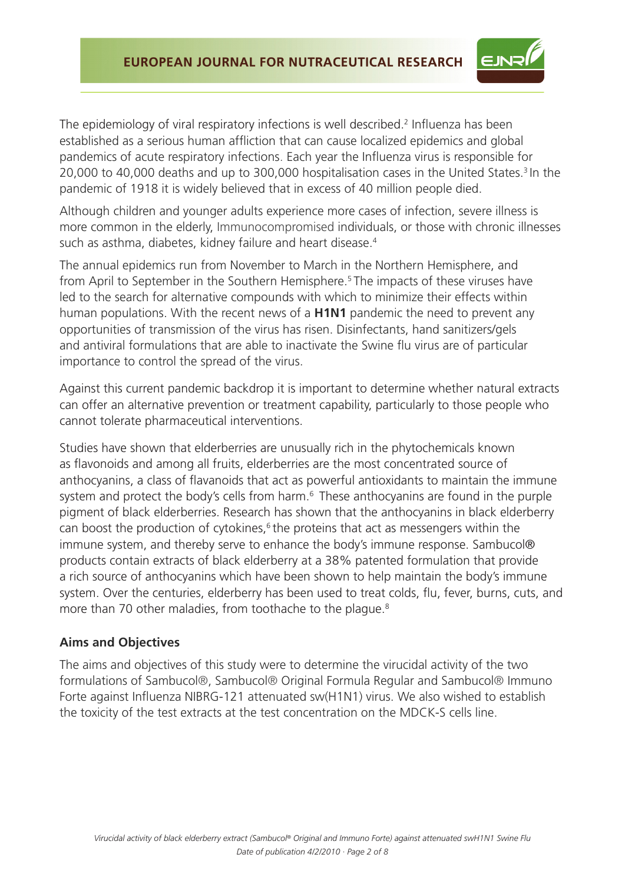The epidemiology of viral respiratory infections is well described.[2] Influenza has been established as a serious human affliction that can cause localized epidemics and global pandemics of acute respiratory infections. Each year the Influenza virus is responsible for 20,000 to 40,000 deaths and up to 300,000 hospitalisation cases in the United States.[3] In the pandemic of 1918 it is widely believed that in excess of 40 million people died.

Although children and younger adults experience more cases of infection, severe illness is more common in the elderly, Immunocompromised individuals, or those with chronic illnesses such as asthma, diabetes, kidney failure and heart disease.[4]

The annual epidemics run from November to March in the Northern Hemisphere, and from April to September in the Southern Hemisphere.[5] The impacts of these viruses have led to the search for alternative compounds with which to minimize their effects within human populations. With the recent news of a **H1N1** pandemic the need to prevent any opportunities of transmission of the virus has risen. Disinfectants, hand sanitizers/gels and antiviral formulations that are able to inactivate the Swine flu virus are of particular importance to control the spread of the virus.

Against this current pandemic backdrop it is important to determine whether natural extracts can offer an alternative prevention or treatment capability, particularly to those people who cannot tolerate pharmaceutical interventions.

Studies have shown that elderberries are unusually rich in the phytochemicals known as flavonoids and among all fruits, elderberries are the most concentrated source of anthocyanins, a class of flavanoids that act as powerful antioxidants to maintain the immune system and protect the body's cells from harm.[6] These anthocyanins are found in the purple pigment of black elderberries. Research has shown that the anthocyanins in black elderberry can boost the production of cytokines,[6] the proteins that act as messengers within the immune system, and thereby serve to enhance the body's immune response. Sambucol® products contain extracts of black elderberry at a 38% patented formulation that provide a rich source of anthocyanins which have been shown to help maintain the body's immune system. Over the centuries, elderberry has been used to treat colds, flu, fever, burns, cuts, and more than 70 other maladies, from toothache to the plague.[8]

## Aims and Objectives

The aims and objectives of this study were to determine the virucidal activity of the two formulations of Sambucol®, Sambucol® Original Formula Regular and Sambucol® Immuno Forte against Influenza NIBRG-121 attenuated sw(H1N1) virus. We also wished to establish the toxicity of the test extracts at the test concentration on the MDCK-S cells line.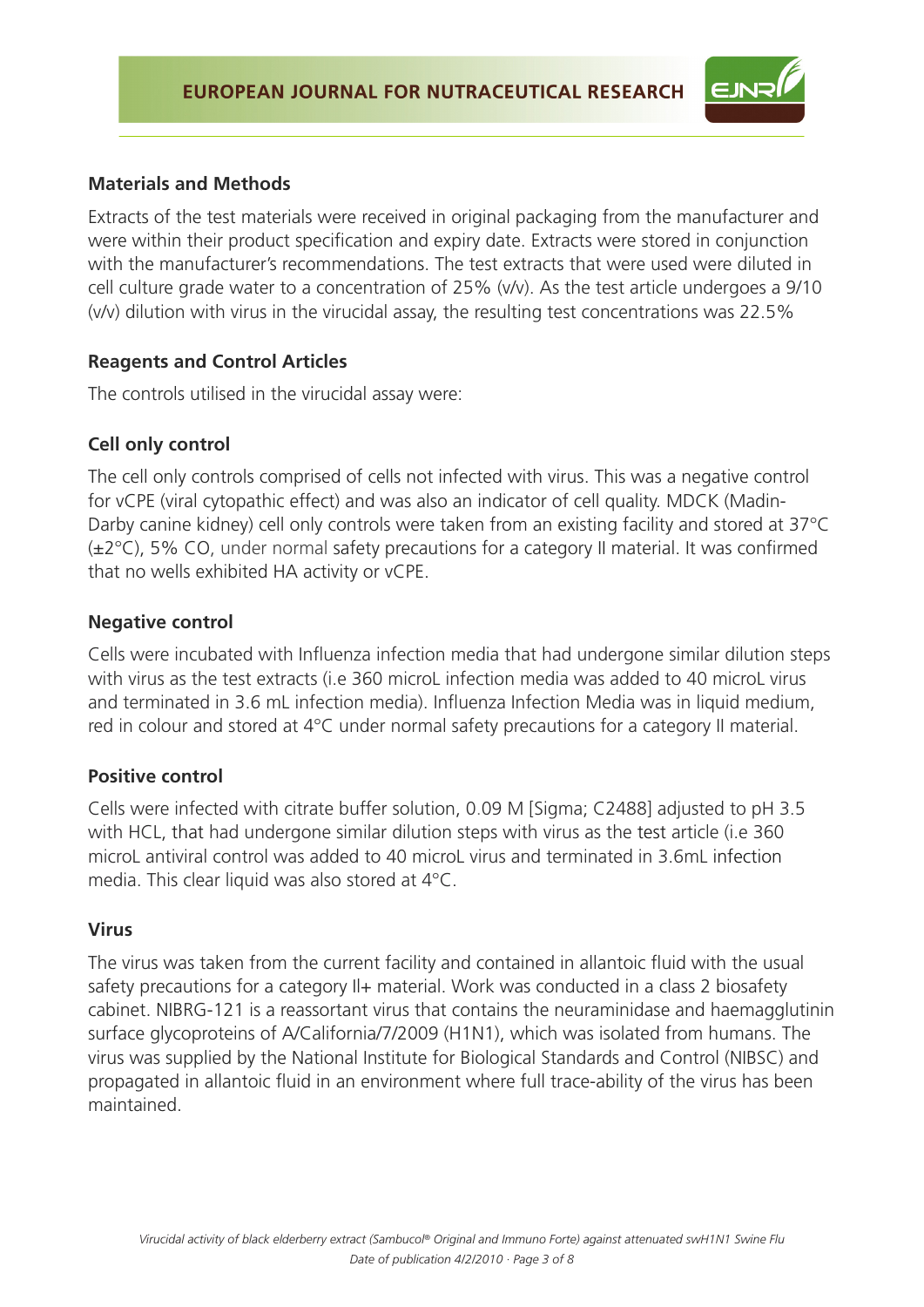## Materials and Methods

Extracts of the test materials were received in original packaging from the manufacturer and were within their product specification and expiry date. Extracts were stored in conjunction with the manufacturer's recommendations. The test extracts that were used were diluted in cell culture grade water to a concentration of 25% (v/v). As the test article undergoes a 9/10 (v/v) dilution with virus in the virucidal assay, the resulting test concentrations was 22.5%

## Reagents and Control Articles

The controls utilised in the virucidal assay were:

### Cell only control

The cell only controls comprised of cells not infected with virus. This was a negative control for vCPE (viral cytopathic effect) and was also an indicator of cell quality. MDCK (Madin-Darby canine kidney) cell only controls were taken from an existing facility and stored at 37°C (±2°C), 5% CO, under normal safety precautions for a category II material. It was confirmed that no wells exhibited HA activity or vCPE.

### Negative control

Cells were incubated with Influenza infection media that had undergone similar dilution steps with virus as the test extracts (i.e 360 microL infection media was added to 40 microL virus and terminated in 3.6 mL infection media). Influenza Infection Media was in liquid medium, red in colour and stored at 4°C under normal safety precautions for a category II material.

### Positive control

Cells were infected with citrate buffer solution, 0.09 M [Sigma; C2488] adjusted to pH 3.5 with HCL, that had undergone similar dilution steps with virus as the test article (i.e 360 microL antiviral control was added to 40 microL virus and terminated in 3.6mL infection media. This clear liquid was also stored at 4°C.

### Virus

The virus was taken from the current facility and contained in allantoic fluid with the usual safety precautions for a category II+ material. Work was conducted in a class 2 biosafety cabinet. NIBRG-121 is a reassortant virus that contains the neuraminidase and haemagglutinin surface glycoproteins of A/California/7/2009 (H1N1), which was isolated from humans. The virus was supplied by the National Institute for Biological Standards and Control (NIBSC) and propagated in allantoic fluid in an environment where full trace-ability of the virus has been maintained.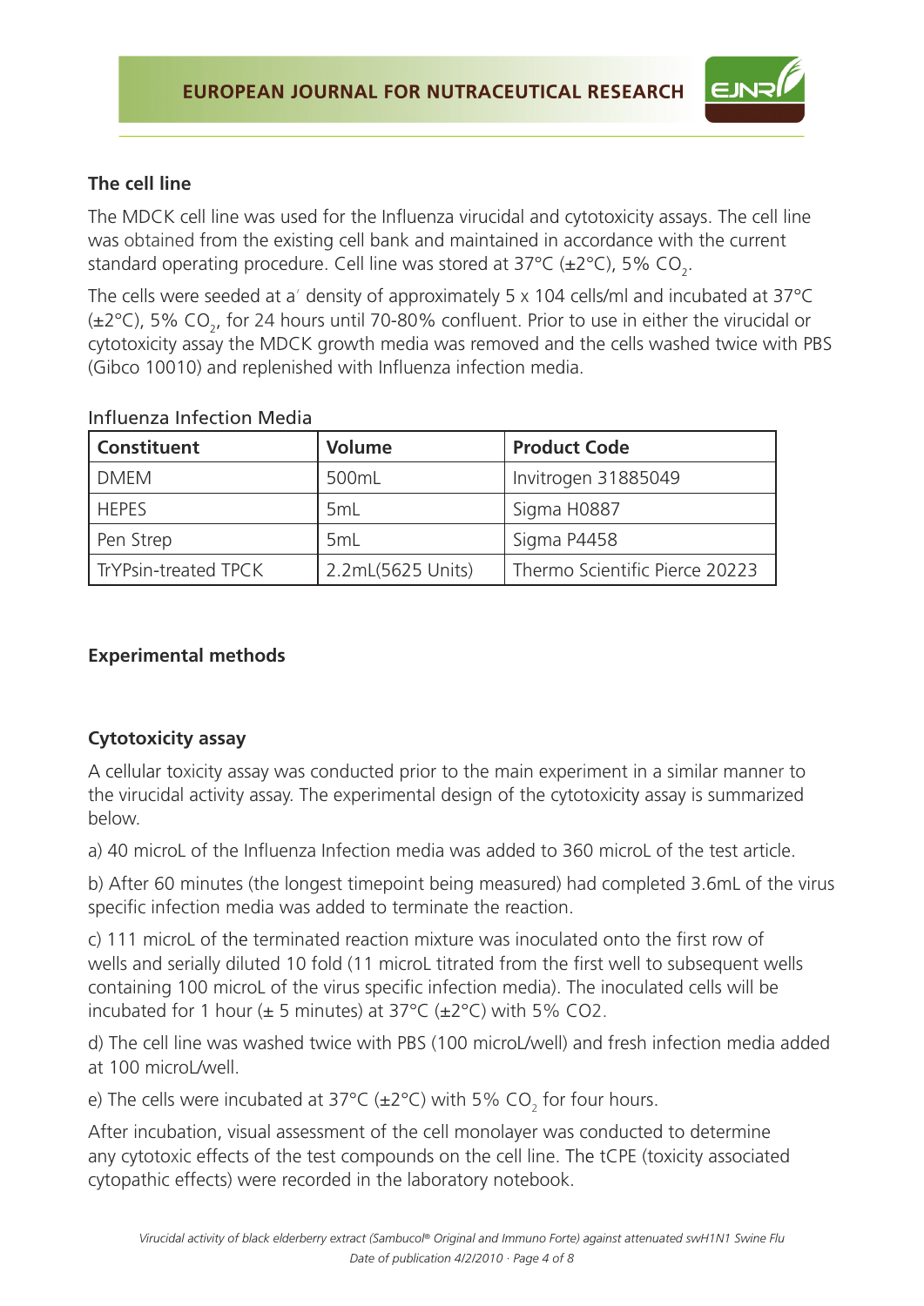### The cell line

The MDCK cell line was used for the Influenza virucidal and cytotoxicity assays. The cell line was obtained from the existing cell bank and maintained in accordance with the current standard operating procedure. Cell line was stored at 37°C (±2°C), 5% $CO_2$.

The cells were seeded at a' density of approximately 5 x 104 cells/ml and incubated at 37°C (±2°C), 5% $CO_2$, for 24 hours until 70-80% confluent. Prior to use in either the virucidal or cytotoxicity assay the MDCK growth media was removed and the cells washed twice with PBS (Gibco 10010) and replenished with Influenza infection media.

Influenza Infection Media

| Constituent | Volume | Product Code |
|---|---|---|
| DMEM | 500mL | Invitrogen 31885049 |
| HEPES | 5mL | Sigma H0887 |
| Pen Strep | 5mL | Sigma P4458 |
| TrYPsin-treated TPCK | 2.2mL(5625 Units) | Thermo Scientific Pierce 20223 |

### Experimental methods

### Cytotoxicity assay

A cellular toxicity assay was conducted prior to the main experiment in a similar manner to the virucidal activity assay. The experimental design of the cytotoxicity assay is summarized below.

a) 40 microL of the Influenza Infection media was added to 360 microL of the test article.

b) After 60 minutes (the longest timepoint being measured) had completed 3.6mL of the virus specific infection media was added to terminate the reaction.

c) 111 microL of the terminated reaction mixture was inoculated onto the first row of wells and serially diluted 10 fold (11 microL titrated from the first well to subsequent wells containing 100 microL of the virus specific infection media). The inoculated cells will be incubated for 1 hour (± 5 minutes) at 37°C (±2°C) with 5% CO2.

d) The cell line was washed twice with PBS (100 microL/well) and fresh infection media added at 100 microL/well.

e) The cells were incubated at 37°C (±2°C) with 5% $CO_2$ for four hours.

After incubation, visual assessment of the cell monolayer was conducted to determine any cytotoxic effects of the test compounds on the cell line. The tCPE (toxicity associated cytopathic effects) were recorded in the laboratory notebook.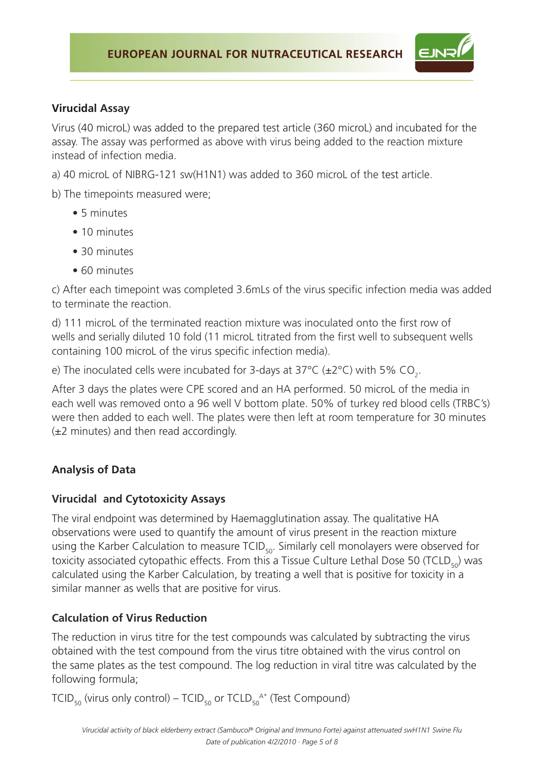### Virucidal Assay

Virus (40 microL) was added to the prepared test article (360 microL) and incubated for the assay. The assay was performed as above with virus being added to the reaction mixture instead of infection media.

a) 40 microL of NIBRG-121 sw(H1N1) was added to 360 microL of the test article.

b) The timepoints measured were;

- 5 minutes
- 10 minutes
- 30 minutes
- 60 minutes

c) After each timepoint was completed 3.6mLs of the virus specific infection media was added to terminate the reaction.

d) 111 microL of the terminated reaction mixture was inoculated onto the first row of wells and serially diluted 10 fold (11 microL titrated from the first well to subsequent wells containing 100 microL of the virus specific infection media).

e) The inoculated cells were incubated for 3-days at 37°C (±2°C) with 5% $CO_2$.

After 3 days the plates were CPE scored and an HA performed. 50 microL of the media in each well was removed onto a 96 well V bottom plate. 50% of turkey red blood cells (TRBC's) were then added to each well. The plates were then left at room temperature for 30 minutes (±2 minutes) and then read accordingly.

### Analysis of Data

### Virucidal and Cytotoxicity Assays

The viral endpoint was determined by Haemagglutination assay. The qualitative HA observations were used to quantify the amount of virus present in the reaction mixture using the Karber Calculation to measure $TCID_{50}$. Similarly cell monolayers were observed for toxicity associated cytopathic effects. From this a Tissue Culture Lethal Dose 50 ($TCLD_{50}$) was calculated using the Karber Calculation, by treating a well that is positive for toxicity in a similar manner as wells that are positive for virus.

### Calculation of Virus Reduction

The reduction in virus titre for the test compounds was calculated by subtracting the virus obtained with the test compound from the virus titre obtained with the virus control on the same plates as the test compound. The log reduction in viral titre was calculated by the following formula;

$TCID_{50}$ (virus only control) – $TCID_{50}$ or $TCLD_{50}^{A*}$ (Test Compound)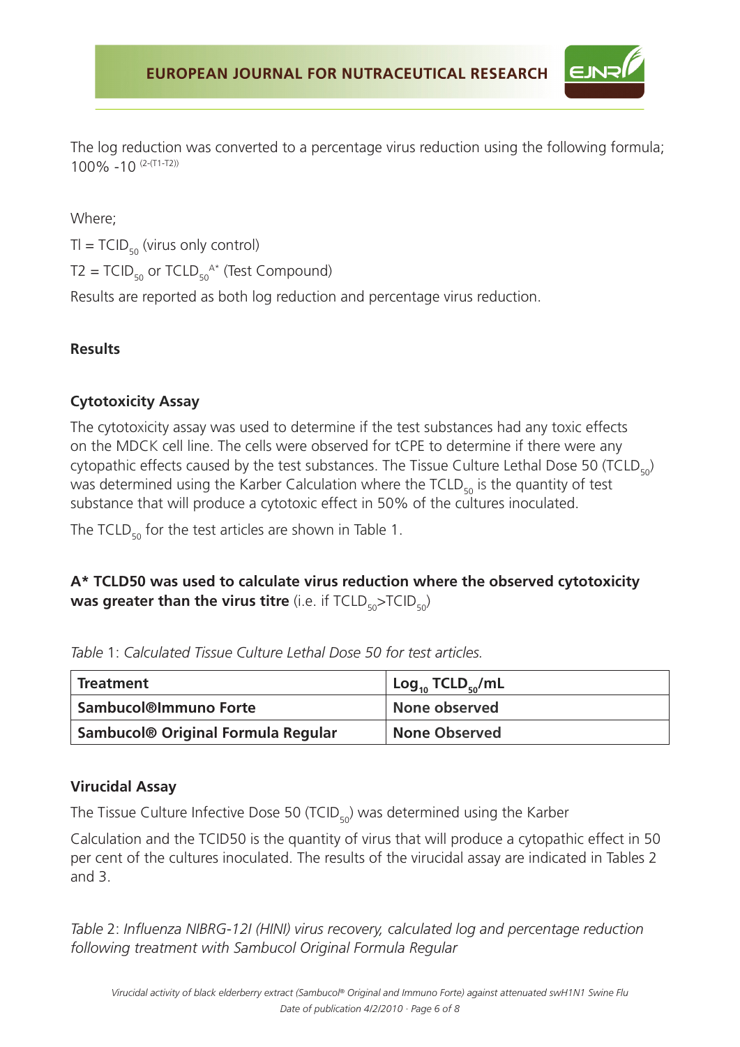The log reduction was converted to a percentage virus reduction using the following formula; $100\% - 10^{(2-(T1-T2))}$

Where;

$Tl = TCID_{50}$ (virus only control)

$T2 = TCID_{50}$ or $TCLD_{50}^{A*}$ (Test Compound)

Results are reported as both log reduction and percentage virus reduction.

## Results

### Cytotoxicity Assay

The cytotoxicity assay was used to determine if the test substances had any toxic effects on the MDCK cell line. The cells were observed for tCPE to determine if there were any cytopathic effects caused by the test substances. The Tissue Culture Lethal Dose 50 ($TCLD_{50}$) was determined using the Karber Calculation where the $TCLD_{50}$ is the quantity of test substance that will produce a cytotoxic effect in 50% of the cultures inoculated.

The $TCLD_{50}$ for the test articles are shown in Table 1.

**A* TCLD50 was used to calculate virus reduction where the observed cytotoxicity was greater than the virus titre** (i.e. if $TCLD_{50} > TCID_{50}$)

*Table* 1: *Calculated Tissue Culture Lethal Dose 50 for test articles.*

| Treatment | $Log_{10}$ $TCLD_{50}$/mL |
|---|---|
| **Sambucol®Immuno Forte** | **None observed** |
| **Sambucol® Original Formula Regular** | **None Observed** |

### Virucidal Assay

The Tissue Culture Infective Dose 50 ($TCID_{50}$) was determined using the Karber

Calculation and the TCID50 is the quantity of virus that will produce a cytopathic effect in 50 per cent of the cultures inoculated. The results of the virucidal assay are indicated in Tables 2 and 3.

*Table* 2: *Influenza NIBRG-12I (HINI) virus recovery, calculated log and percentage reduction following treatment with Sambucol Original Formula Regular*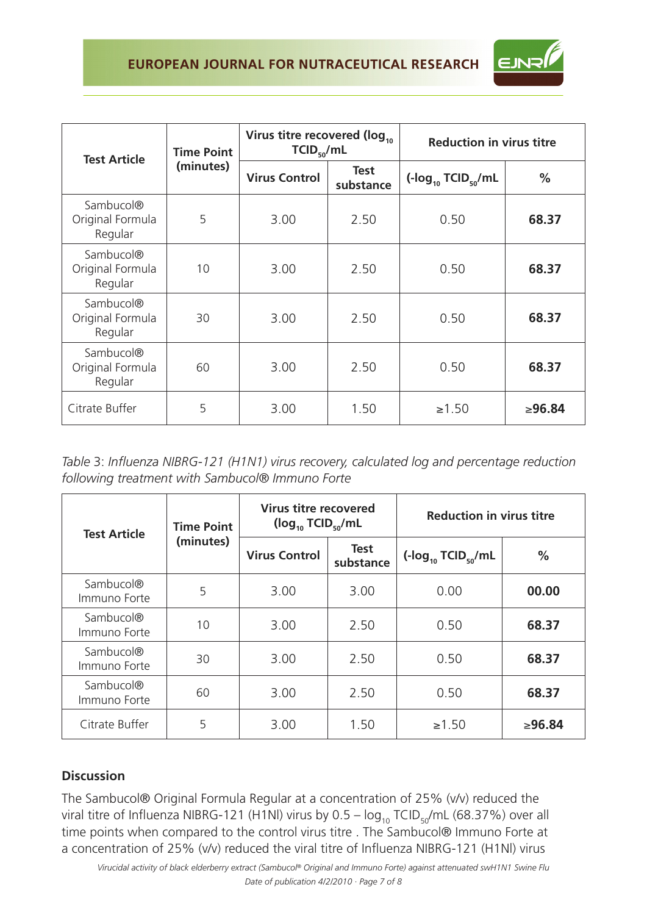| Test Article | Time Point (minutes) | Virus titre recovered ($\log_{10}$ $TCID_{50}$/mL | | Reduction in virus titre | |
|---|---|---|---|---|---|
| | | Virus Control | Test substance | (-$\log_{10}$ $TCID_{50}$/mL | % |
| Sambucol® Original Formula Regular | 5 | 3.00 | 2.50 | 0.50 | **68.37** |
| Sambucol® Original Formula Regular | 10 | 3.00 | 2.50 | 0.50 | **68.37** |
| Sambucol® Original Formula Regular | 30 | 3.00 | 2.50 | 0.50 | **68.37** |
| Sambucol® Original Formula Regular | 60 | 3.00 | 2.50 | 0.50 | **68.37** |
| Citrate Buffer | 5 | 3.00 | 1.50 | ≥1.50 | **≥96.84** |

*Table 3: Influenza NIBRG-121 (H1N1) virus recovery, calculated log and percentage reduction following treatment with Sambucol® Immuno Forte*

| Test Article | Time Point (minutes) | Virus titre recovered ($\log_{10}$ $TCID_{50}$/mL | | Reduction in virus titre | |
|---|---|---|---|---|---|
| | | Virus Control | Test substance | (-$\log_{10}$ $TCID_{50}$/mL | % |
| Sambucol® Immuno Forte | 5 | 3.00 | 3.00 | 0.00 | **00.00** |
| Sambucol® Immuno Forte | 10 | 3.00 | 2.50 | 0.50 | **68.37** |
| Sambucol® Immuno Forte | 30 | 3.00 | 2.50 | 0.50 | **68.37** |
| Sambucol® Immuno Forte | 60 | 3.00 | 2.50 | 0.50 | **68.37** |
| Citrate Buffer | 5 | 3.00 | 1.50 | ≥1.50 | **≥96.84** |

## Discussion

The Sambucol® Original Formula Regular at a concentration of 25% (v/v) reduced the viral titre of Influenza NIBRG-121 (H1Nl) virus by 0.5 – $\log_{10}$ $TCID_{50}$/mL (68.37%) over all time points when compared to the control virus titre . The Sambucol® Immuno Forte at a concentration of 25% (v/v) reduced the viral titre of Influenza NIBRG-121 (H1Nl) virus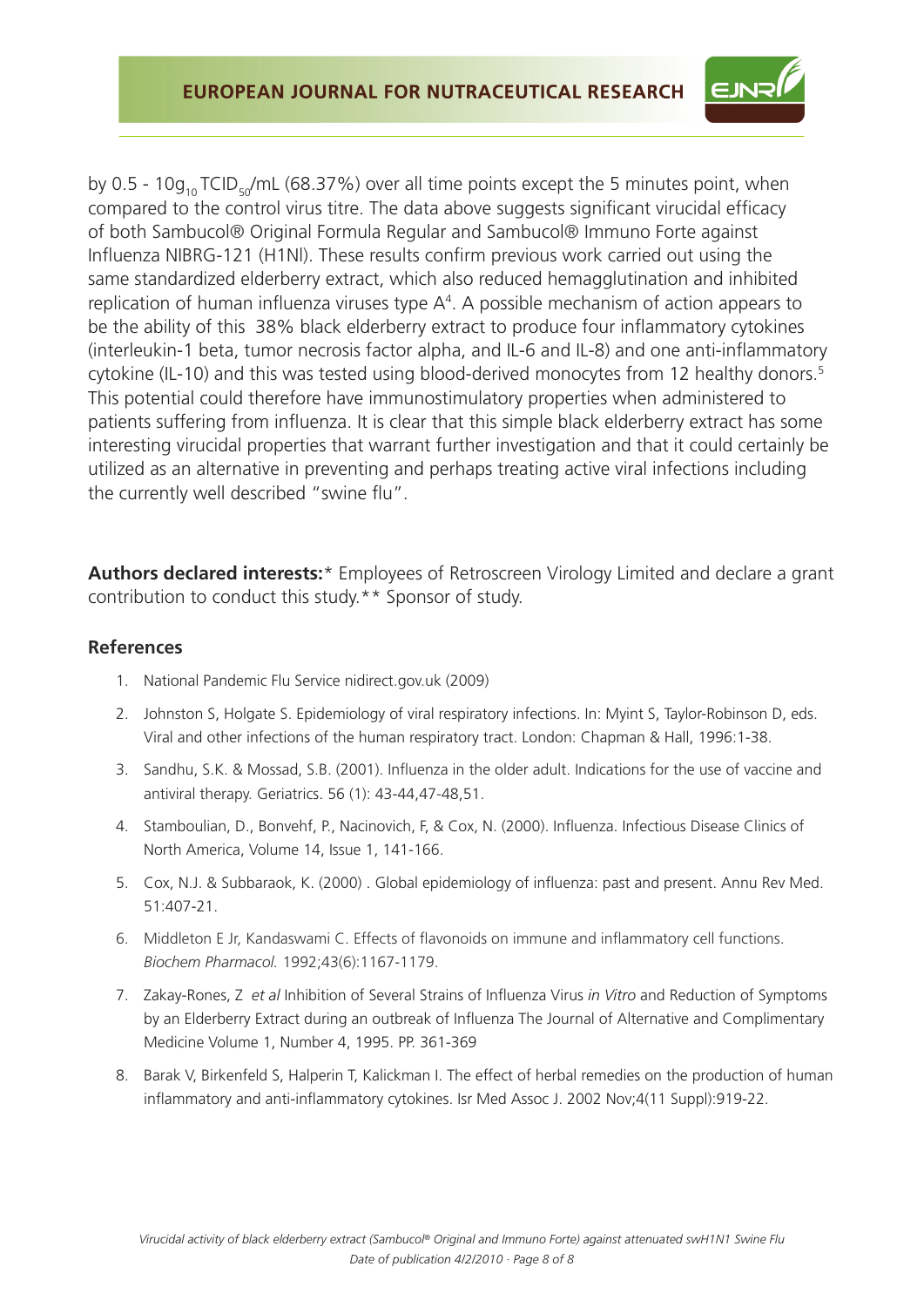by 0.5 - $10g_{10}$ $TCID_{50}$/mL (68.37%) over all time points except the 5 minutes point, when compared to the control virus titre. The data above suggests significant virucidal efficacy of both Sambucol® Original Formula Regular and Sambucol® Immuno Forte against Influenza NIBRG-121 (H1Nl). These results confirm previous work carried out using the same standardized elderberry extract, which also reduced hemagglutination and inhibited replication of human influenza viruses type A[4]. A possible mechanism of action appears to be the ability of this 38% black elderberry extract to produce four inflammatory cytokines (interleukin-1 beta, tumor necrosis factor alpha, and IL-6 and IL-8) and one anti-inflammatory cytokine (IL-10) and this was tested using blood-derived monocytes from 12 healthy donors.[5] This potential could therefore have immunostimulatory properties when administered to patients suffering from influenza. It is clear that this simple black elderberry extract has some interesting virucidal properties that warrant further investigation and that it could certainly be utilized as an alternative in preventing and perhaps treating active viral infections including the currently well described "swine flu".

**Authors declared interests:*** Employees of Retroscreen Virology Limited and declare a grant contribution to conduct this study.** Sponsor of study.

## References

1. National Pandemic Flu Service nidirect.gov.uk (2009)
2. Johnston S, Holgate S. Epidemiology of viral respiratory infections. In: Myint S, Taylor-Robinson D, eds. Viral and other infections of the human respiratory tract. London: Chapman & Hall, 1996:1-38.
3. Sandhu, S.K. & Mossad, S.B. (2001). Influenza in the older adult. Indications for the use of vaccine and antiviral therapy. Geriatrics. 56 (1): 43-44,47-48,51.
4. Stamboulian, D., Bonvehf, P., Nacinovich, F, & Cox, N. (2000). Influenza. Infectious Disease Clinics of North America, Volume 14, Issue 1, 141-166.
5. Cox, N.J. & Subbaraok, K. (2000) . Global epidemiology of influenza: past and present. Annu Rev Med. 51:407-21.
6. Middleton E Jr, Kandaswami C. Effects of flavonoids on immune and inflammatory cell functions. *Biochem Pharmacol.* 1992;43(6):1167-1179.
7. Zakay-Rones, Z *et al* Inhibition of Several Strains of Influenza Virus *in Vitro* and Reduction of Symptoms by an Elderberry Extract during an outbreak of Influenza The Journal of Alternative and Complimentary Medicine Volume 1, Number 4, 1995. PP. 361-369
8. Barak V, Birkenfeld S, Halperin T, Kalickman I. The effect of herbal remedies on the production of human inflammatory and anti-inflammatory cytokines. Isr Med Assoc J. 2002 Nov;4(11 Suppl):919-22.